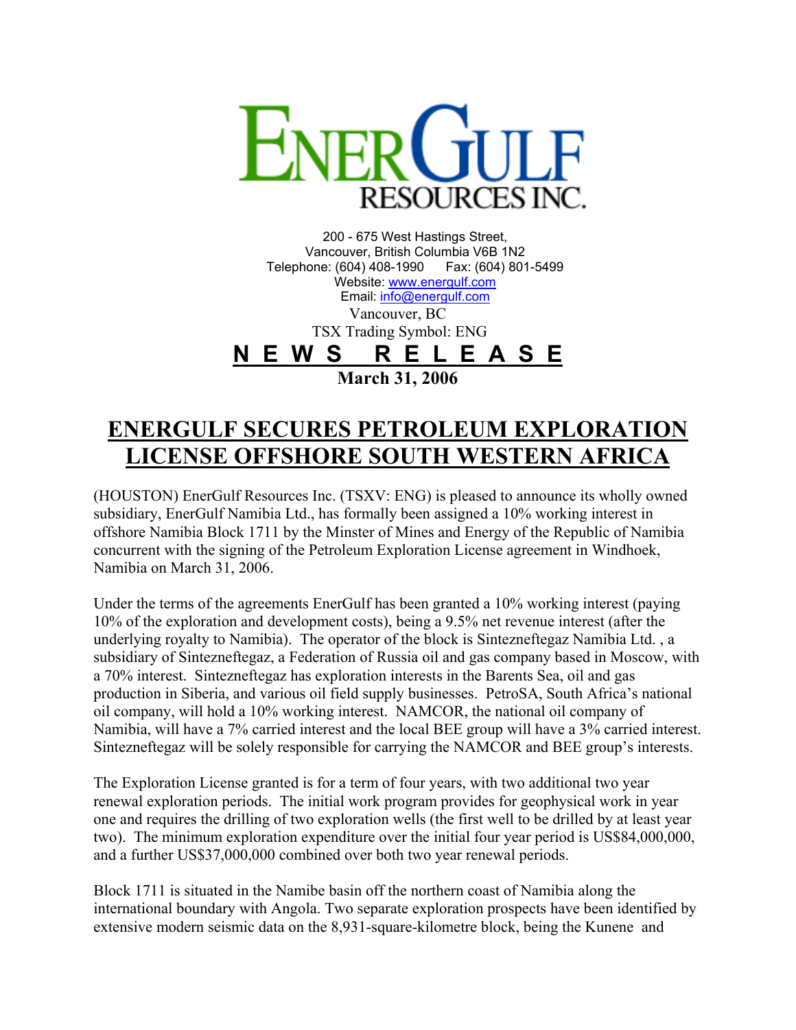# ENERGULF RESOURCES INC.

200 - 675 West Hastings Street,
Vancouver, British Columbia V6B 1N2
Telephone: (604) 408-1990 Fax: (604) 801-5499
Website: www.energulf.com
Email: info@energulf.com
Vancouver, BC
TSX Trading Symbol: ENG

**N E W S R E L E A S E**

**March 31, 2006**

## ENERGULF SECURES PETROLEUM EXPLORATION LICENSE OFFSHORE SOUTH WESTERN AFRICA

(HOUSTON) EnerGulf Resources Inc. (TSXV: ENG) is pleased to announce its wholly owned subsidiary, EnerGulf Namibia Ltd., has formally been assigned a 10% working interest in offshore Namibia Block 1711 by the Minster of Mines and Energy of the Republic of Namibia concurrent with the signing of the Petroleum Exploration License agreement in Windhoek, Namibia on March 31, 2006.

Under the terms of the agreements EnerGulf has been granted a 10% working interest (paying 10% of the exploration and development costs), being a 9.5% net revenue interest (after the underlying royalty to Namibia). The operator of the block is Sintezneftegaz Namibia Ltd. , a subsidiary of Sintezneftegaz, a Federation of Russia oil and gas company based in Moscow, with a 70% interest. Sintezneftegaz has exploration interests in the Barents Sea, oil and gas production in Siberia, and various oil field supply businesses. PetroSA, South Africa's national oil company, will hold a 10% working interest. NAMCOR, the national oil company of Namibia, will have a 7% carried interest and the local BEE group will have a 3% carried interest. Sintezneftegaz will be solely responsible for carrying the NAMCOR and BEE group's interests.

The Exploration License granted is for a term of four years, with two additional two year renewal exploration periods. The initial work program provides for geophysical work in year one and requires the drilling of two exploration wells (the first well to be drilled by at least year two). The minimum exploration expenditure over the initial four year period is US$84,000,000, and a further US$37,000,000 combined over both two year renewal periods.

Block 1711 is situated in the Namibe basin off the northern coast of Namibia along the international boundary with Angola. Two separate exploration prospects have been identified by extensive modern seismic data on the 8,931-square-kilometre block, being the Kunene and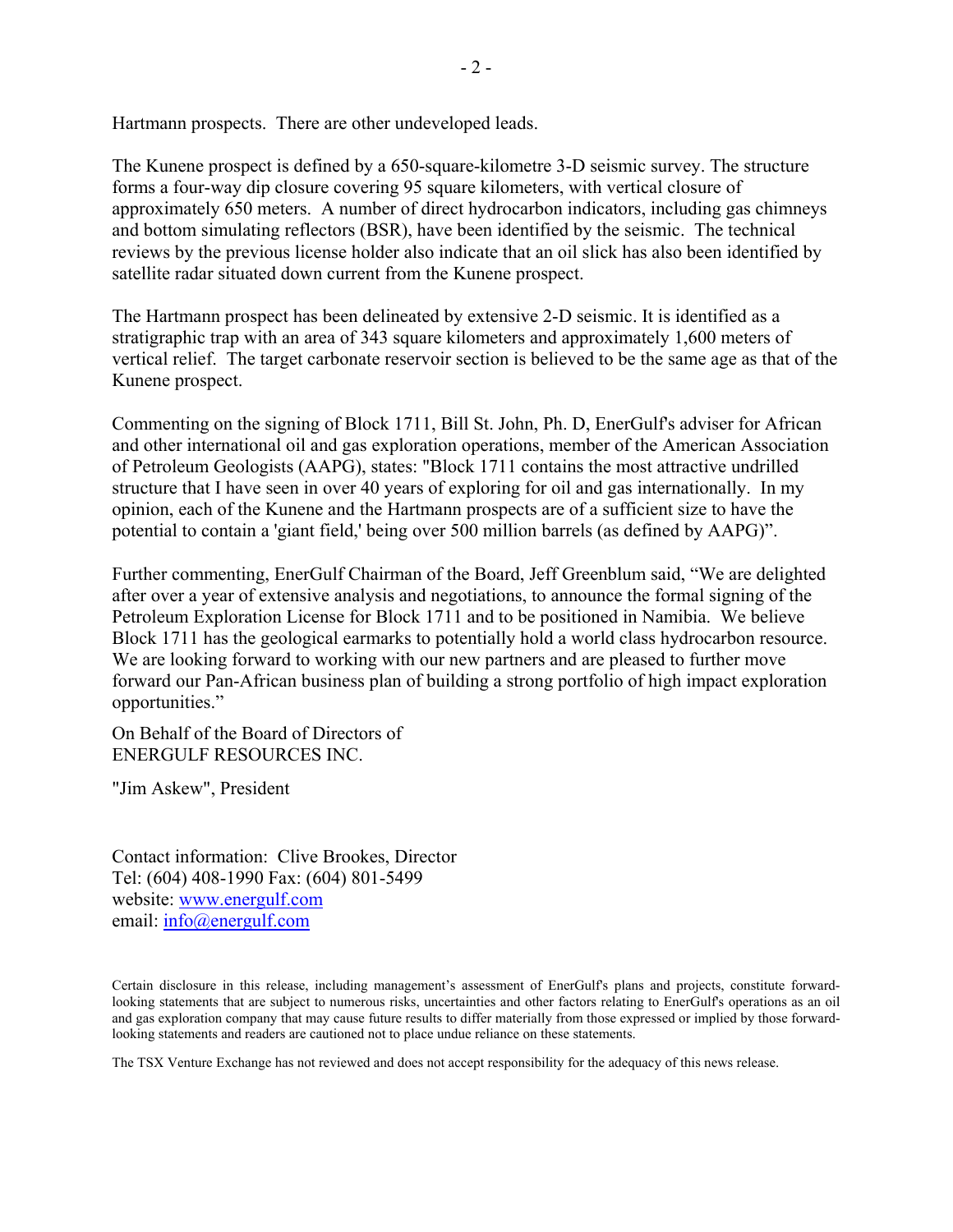Hartmann prospects. There are other undeveloped leads.

The Kunene prospect is defined by a 650-square-kilometre 3-D seismic survey. The structure forms a four-way dip closure covering 95 square kilometers, with vertical closure of approximately 650 meters. A number of direct hydrocarbon indicators, including gas chimneys and bottom simulating reflectors (BSR), have been identified by the seismic. The technical reviews by the previous license holder also indicate that an oil slick has also been identified by satellite radar situated down current from the Kunene prospect.

The Hartmann prospect has been delineated by extensive 2-D seismic. It is identified as a stratigraphic trap with an area of 343 square kilometers and approximately 1,600 meters of vertical relief. The target carbonate reservoir section is believed to be the same age as that of the Kunene prospect.

Commenting on the signing of Block 1711, Bill St. John, Ph. D, EnerGulf's adviser for African and other international oil and gas exploration operations, member of the American Association of Petroleum Geologists (AAPG), states: "Block 1711 contains the most attractive undrilled structure that I have seen in over 40 years of exploring for oil and gas internationally. In my opinion, each of the Kunene and the Hartmann prospects are of a sufficient size to have the potential to contain a 'giant field,' being over 500 million barrels (as defined by AAPG)".

Further commenting, EnerGulf Chairman of the Board, Jeff Greenblum said, "We are delighted after over a year of extensive analysis and negotiations, to announce the formal signing of the Petroleum Exploration License for Block 1711 and to be positioned in Namibia. We believe Block 1711 has the geological earmarks to potentially hold a world class hydrocarbon resource. We are looking forward to working with our new partners and are pleased to further move forward our Pan-African business plan of building a strong portfolio of high impact exploration opportunities."

On Behalf of the Board of Directors of
ENERGULF RESOURCES INC.

"Jim Askew", President

Contact information: Clive Brookes, Director
Tel: (604) 408-1990 Fax: (604) 801-5499
website: www.energulf.com
email: info@energulf.com

Certain disclosure in this release, including management's assessment of EnerGulf's plans and projects, constitute forward-looking statements that are subject to numerous risks, uncertainties and other factors relating to EnerGulf's operations as an oil and gas exploration company that may cause future results to differ materially from those expressed or implied by those forward-looking statements and readers are cautioned not to place undue reliance on these statements.

The TSX Venture Exchange has not reviewed and does not accept responsibility for the adequacy of this news release.